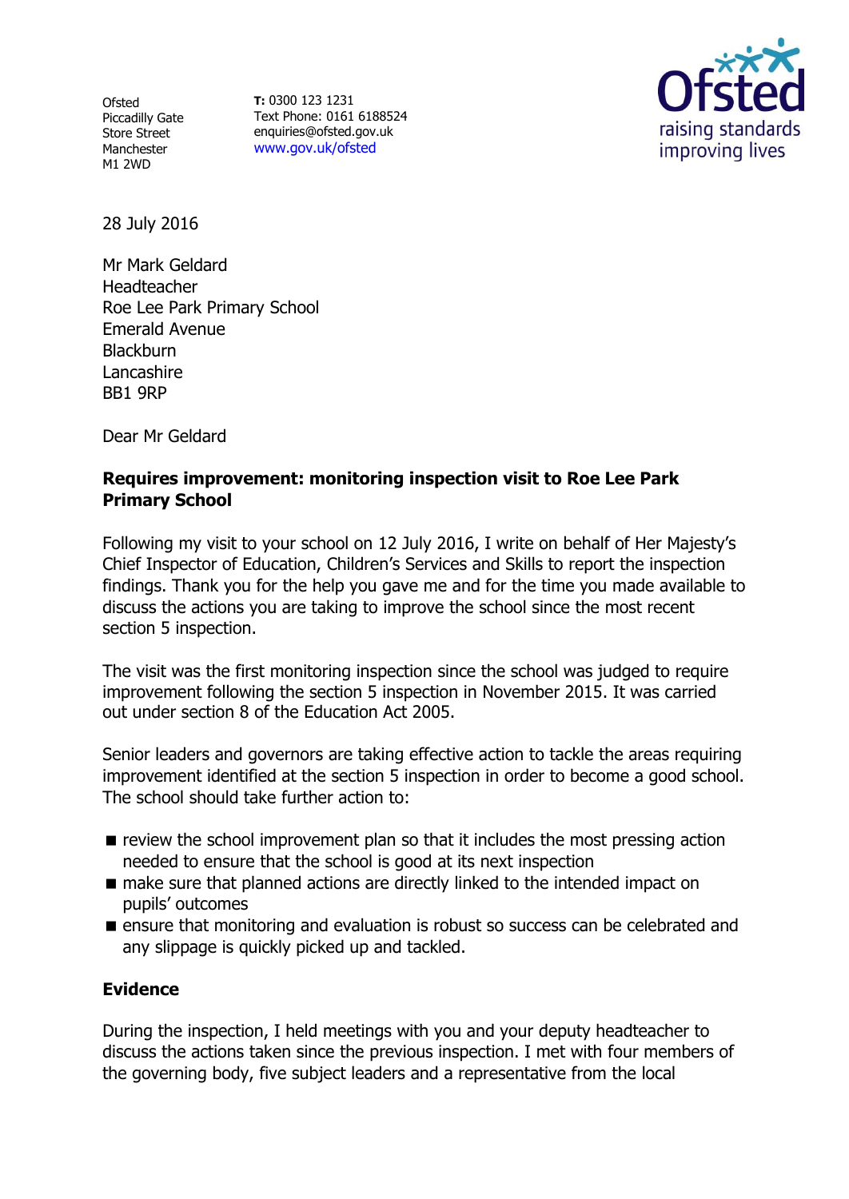Ofsted
Piccadilly Gate
Store Street
Manchester
M1 2WD

**T:** 0300 123 1231
Text Phone: 0161 6188524
enquiries@ofsted.gov.uk
www.gov.uk/ofsted

28 July 2016

Mr Mark Geldard
Headteacher
Roe Lee Park Primary School
Emerald Avenue
Blackburn
Lancashire
BB1 9RP

Dear Mr Geldard

**Requires improvement: monitoring inspection visit to Roe Lee Park Primary School**

Following my visit to your school on 12 July 2016, I write on behalf of Her Majesty's Chief Inspector of Education, Children's Services and Skills to report the inspection findings. Thank you for the help you gave me and for the time you made available to discuss the actions you are taking to improve the school since the most recent section 5 inspection.

The visit was the first monitoring inspection since the school was judged to require improvement following the section 5 inspection in November 2015. It was carried out under section 8 of the Education Act 2005.

Senior leaders and governors are taking effective action to tackle the areas requiring improvement identified at the section 5 inspection in order to become a good school. The school should take further action to:

- review the school improvement plan so that it includes the most pressing action needed to ensure that the school is good at its next inspection
- make sure that planned actions are directly linked to the intended impact on pupils' outcomes
- ensure that monitoring and evaluation is robust so success can be celebrated and any slippage is quickly picked up and tackled.

## Evidence

During the inspection, I held meetings with you and your deputy headteacher to discuss the actions taken since the previous inspection. I met with four members of the governing body, five subject leaders and a representative from the local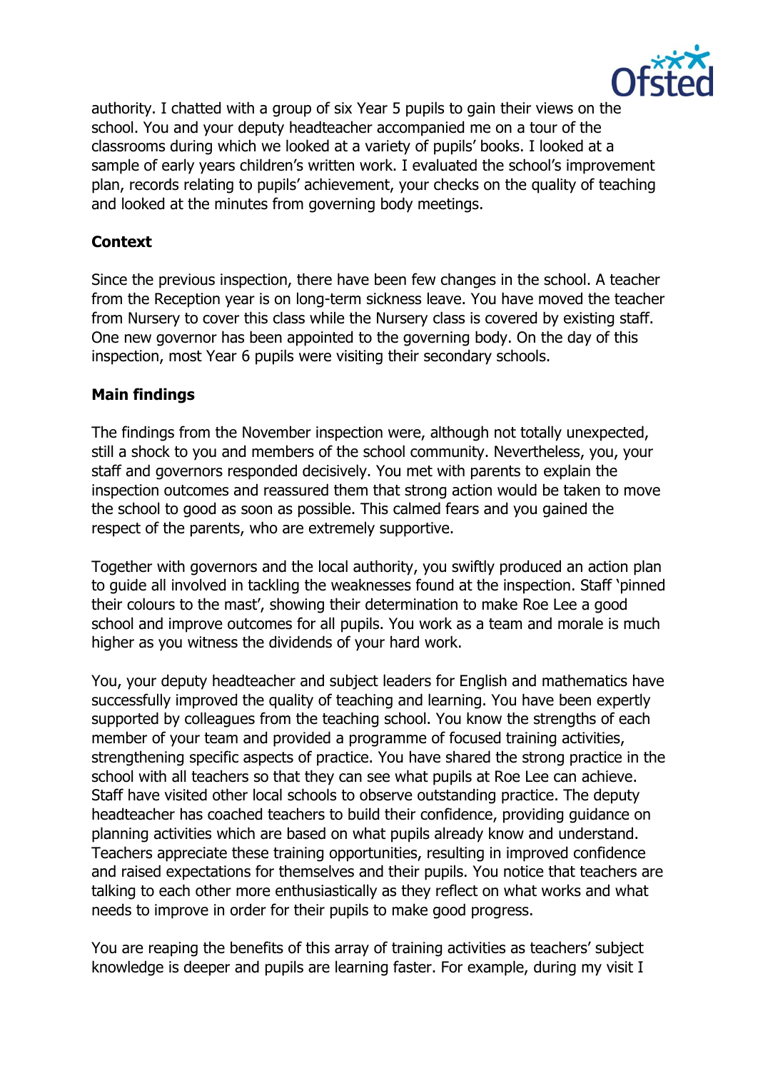authority. I chatted with a group of six Year 5 pupils to gain their views on the school. You and your deputy headteacher accompanied me on a tour of the classrooms during which we looked at a variety of pupils' books. I looked at a sample of early years children's written work. I evaluated the school's improvement plan, records relating to pupils' achievement, your checks on the quality of teaching and looked at the minutes from governing body meetings.

**Context**

Since the previous inspection, there have been few changes in the school. A teacher from the Reception year is on long-term sickness leave. You have moved the teacher from Nursery to cover this class while the Nursery class is covered by existing staff. One new governor has been appointed to the governing body. On the day of this inspection, most Year 6 pupils were visiting their secondary schools.

**Main findings**

The findings from the November inspection were, although not totally unexpected, still a shock to you and members of the school community. Nevertheless, you, your staff and governors responded decisively. You met with parents to explain the inspection outcomes and reassured them that strong action would be taken to move the school to good as soon as possible. This calmed fears and you gained the respect of the parents, who are extremely supportive.

Together with governors and the local authority, you swiftly produced an action plan to guide all involved in tackling the weaknesses found at the inspection. Staff 'pinned their colours to the mast', showing their determination to make Roe Lee a good school and improve outcomes for all pupils. You work as a team and morale is much higher as you witness the dividends of your hard work.

You, your deputy headteacher and subject leaders for English and mathematics have successfully improved the quality of teaching and learning. You have been expertly supported by colleagues from the teaching school. You know the strengths of each member of your team and provided a programme of focused training activities, strengthening specific aspects of practice. You have shared the strong practice in the school with all teachers so that they can see what pupils at Roe Lee can achieve. Staff have visited other local schools to observe outstanding practice. The deputy headteacher has coached teachers to build their confidence, providing guidance on planning activities which are based on what pupils already know and understand. Teachers appreciate these training opportunities, resulting in improved confidence and raised expectations for themselves and their pupils. You notice that teachers are talking to each other more enthusiastically as they reflect on what works and what needs to improve in order for their pupils to make good progress.

You are reaping the benefits of this array of training activities as teachers' subject knowledge is deeper and pupils are learning faster. For example, during my visit I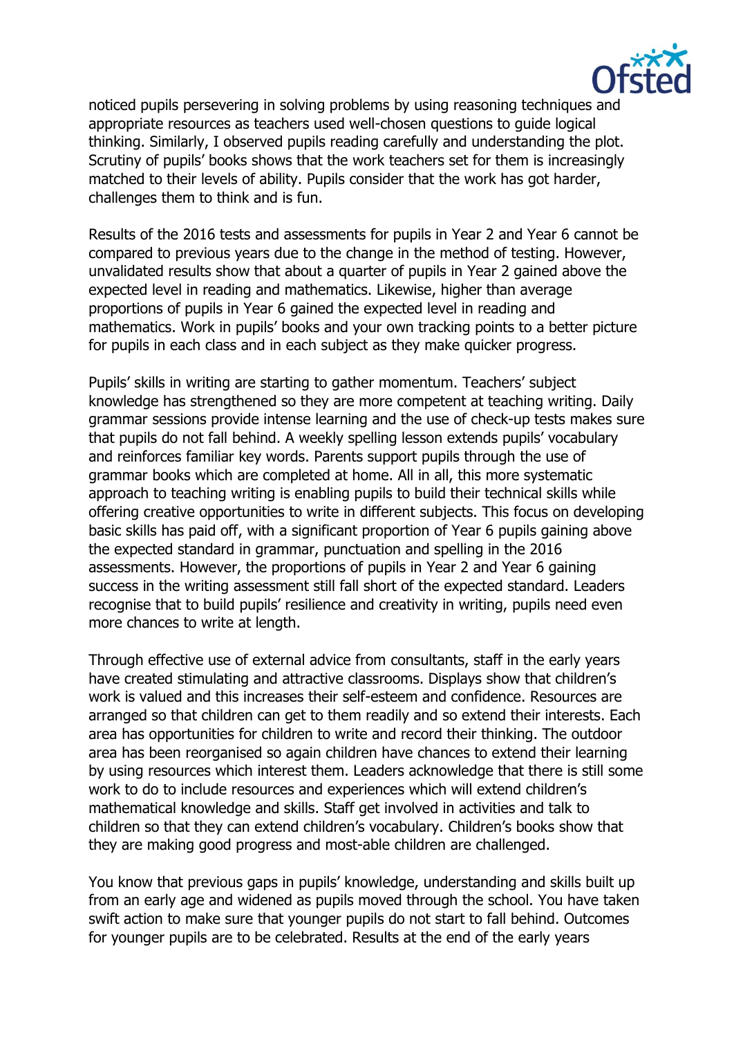noticed pupils persevering in solving problems by using reasoning techniques and appropriate resources as teachers used well-chosen questions to guide logical thinking. Similarly, I observed pupils reading carefully and understanding the plot. Scrutiny of pupils' books shows that the work teachers set for them is increasingly matched to their levels of ability. Pupils consider that the work has got harder, challenges them to think and is fun.

Results of the 2016 tests and assessments for pupils in Year 2 and Year 6 cannot be compared to previous years due to the change in the method of testing. However, unvalidated results show that about a quarter of pupils in Year 2 gained above the expected level in reading and mathematics. Likewise, higher than average proportions of pupils in Year 6 gained the expected level in reading and mathematics. Work in pupils' books and your own tracking points to a better picture for pupils in each class and in each subject as they make quicker progress.

Pupils' skills in writing are starting to gather momentum. Teachers' subject knowledge has strengthened so they are more competent at teaching writing. Daily grammar sessions provide intense learning and the use of check-up tests makes sure that pupils do not fall behind. A weekly spelling lesson extends pupils' vocabulary and reinforces familiar key words. Parents support pupils through the use of grammar books which are completed at home. All in all, this more systematic approach to teaching writing is enabling pupils to build their technical skills while offering creative opportunities to write in different subjects. This focus on developing basic skills has paid off, with a significant proportion of Year 6 pupils gaining above the expected standard in grammar, punctuation and spelling in the 2016 assessments. However, the proportions of pupils in Year 2 and Year 6 gaining success in the writing assessment still fall short of the expected standard. Leaders recognise that to build pupils' resilience and creativity in writing, pupils need even more chances to write at length.

Through effective use of external advice from consultants, staff in the early years have created stimulating and attractive classrooms. Displays show that children's work is valued and this increases their self-esteem and confidence. Resources are arranged so that children can get to them readily and so extend their interests. Each area has opportunities for children to write and record their thinking. The outdoor area has been reorganised so again children have chances to extend their learning by using resources which interest them. Leaders acknowledge that there is still some work to do to include resources and experiences which will extend children's mathematical knowledge and skills. Staff get involved in activities and talk to children so that they can extend children's vocabulary. Children's books show that they are making good progress and most-able children are challenged.

You know that previous gaps in pupils' knowledge, understanding and skills built up from an early age and widened as pupils moved through the school. You have taken swift action to make sure that younger pupils do not start to fall behind. Outcomes for younger pupils are to be celebrated. Results at the end of the early years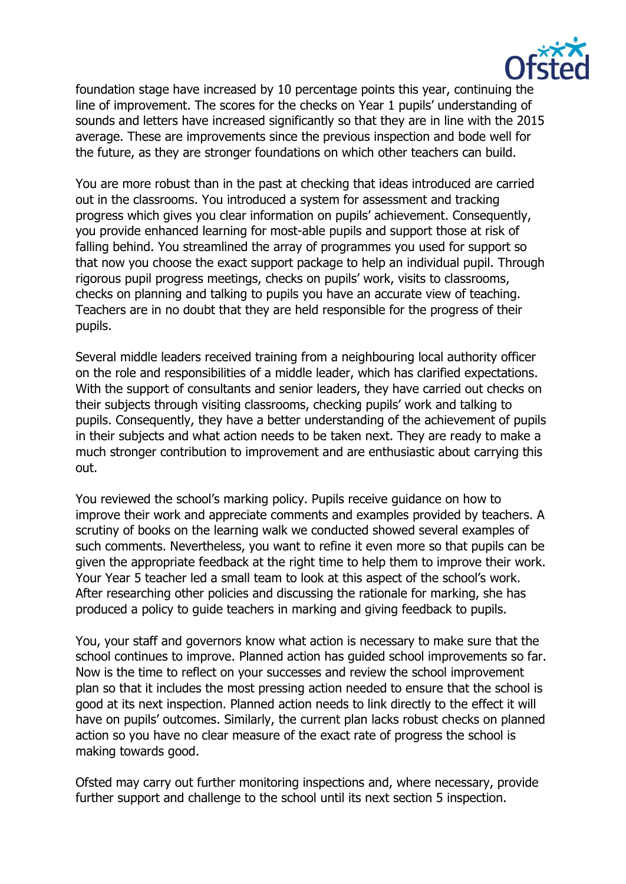foundation stage have increased by 10 percentage points this year, continuing the line of improvement. The scores for the checks on Year 1 pupils' understanding of sounds and letters have increased significantly so that they are in line with the 2015 average. These are improvements since the previous inspection and bode well for the future, as they are stronger foundations on which other teachers can build.

You are more robust than in the past at checking that ideas introduced are carried out in the classrooms. You introduced a system for assessment and tracking progress which gives you clear information on pupils' achievement. Consequently, you provide enhanced learning for most-able pupils and support those at risk of falling behind. You streamlined the array of programmes you used for support so that now you choose the exact support package to help an individual pupil. Through rigorous pupil progress meetings, checks on pupils' work, visits to classrooms, checks on planning and talking to pupils you have an accurate view of teaching. Teachers are in no doubt that they are held responsible for the progress of their pupils.

Several middle leaders received training from a neighbouring local authority officer on the role and responsibilities of a middle leader, which has clarified expectations. With the support of consultants and senior leaders, they have carried out checks on their subjects through visiting classrooms, checking pupils' work and talking to pupils. Consequently, they have a better understanding of the achievement of pupils in their subjects and what action needs to be taken next. They are ready to make a much stronger contribution to improvement and are enthusiastic about carrying this out.

You reviewed the school's marking policy. Pupils receive guidance on how to improve their work and appreciate comments and examples provided by teachers. A scrutiny of books on the learning walk we conducted showed several examples of such comments. Nevertheless, you want to refine it even more so that pupils can be given the appropriate feedback at the right time to help them to improve their work. Your Year 5 teacher led a small team to look at this aspect of the school's work. After researching other policies and discussing the rationale for marking, she has produced a policy to guide teachers in marking and giving feedback to pupils.

You, your staff and governors know what action is necessary to make sure that the school continues to improve. Planned action has guided school improvements so far. Now is the time to reflect on your successes and review the school improvement plan so that it includes the most pressing action needed to ensure that the school is good at its next inspection. Planned action needs to link directly to the effect it will have on pupils' outcomes. Similarly, the current plan lacks robust checks on planned action so you have no clear measure of the exact rate of progress the school is making towards good.

Ofsted may carry out further monitoring inspections and, where necessary, provide further support and challenge to the school until its next section 5 inspection.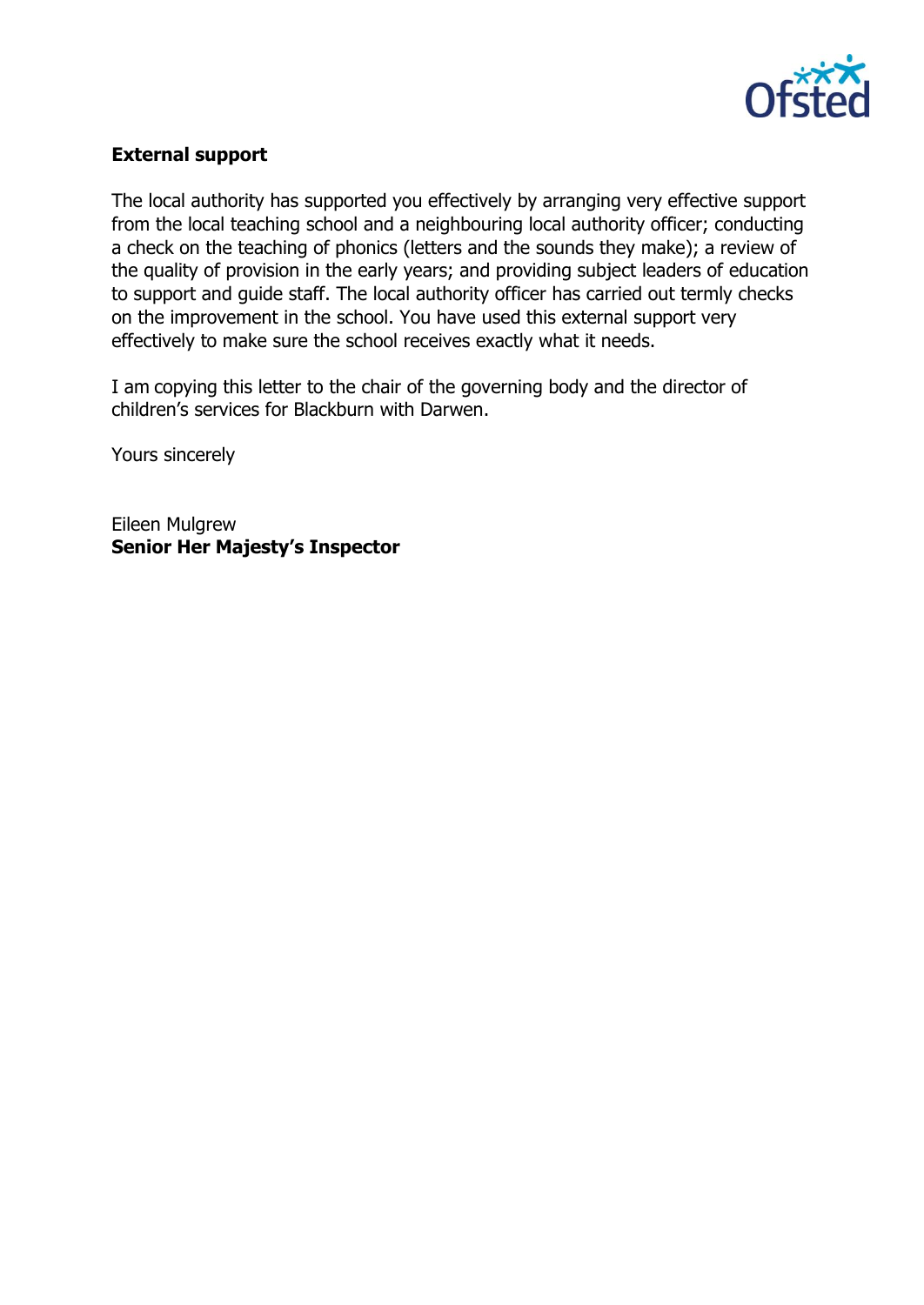**External support**

The local authority has supported you effectively by arranging very effective support from the local teaching school and a neighbouring local authority officer; conducting a check on the teaching of phonics (letters and the sounds they make); a review of the quality of provision in the early years; and providing subject leaders of education to support and guide staff. The local authority officer has carried out termly checks on the improvement in the school. You have used this external support very effectively to make sure the school receives exactly what it needs.

I am copying this letter to the chair of the governing body and the director of children's services for Blackburn with Darwen.

Yours sincerely

Eileen Mulgrew
**Senior Her Majesty's Inspector**